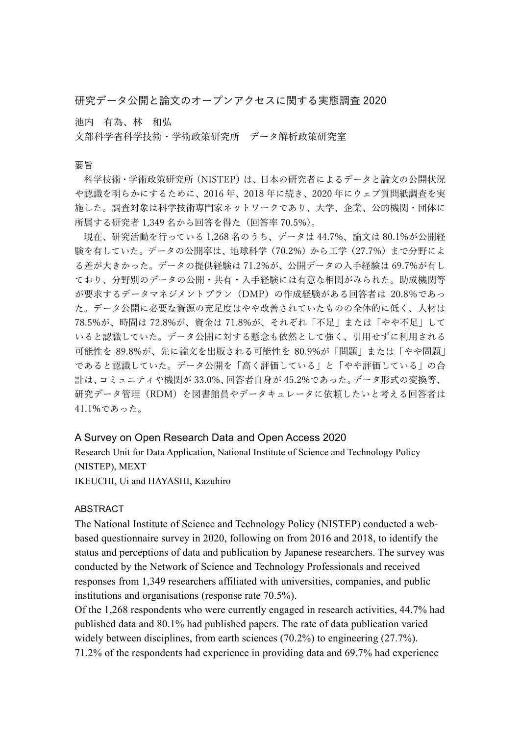# 研究データ公開と論文のオープンアクセスに関する実態調査 2020

池内　有為、林　和弘

文部科学省科学技術・学術政策研究所　データ解析政策研究室

## 要旨

科学技術・学術政策研究所（NISTEP）は、日本の研究者によるデータと論文の公開状況や認識を明らかにするために、2016 年、2018 年に続き、2020 年にウェブ質問紙調査を実施した。調査対象は科学技術専門家ネットワークであり、大学、企業、公的機関・団体に所属する研究者 1,349 名から回答を得た（回答率 70.5%）。

現在、研究活動を行っている 1,268 名のうち、データは 44.7%、論文は 80.1%が公開経験を有していた。データの公開率は、地球科学（70.2%）から工学（27.7%）まで分野による差が大きかった。データの提供経験は 71.2%が、公開データの入手経験は 69.7%が有しており、分野別のデータの公開・共有・入手経験には有意な相関がみられた。助成機関等が要求するデータマネジメントプラン（DMP）の作成経験がある回答者は 20.8%であった。データ公開に必要な資源の充足度はやや改善されていたものの全体的に低く、人材は 78.5%が、時間は 72.8%が、資金は 71.8%が、それぞれ「不足」または「やや不足」していると認識していた。データ公開に対する懸念も依然として強く、引用せずに利用される可能性を 89.8%が、先に論文を出版される可能性を 80.9%が「問題」または「やや問題」であると認識していた。データ公開を「高く評価している」と「やや評価している」の合計は、コミュニティや機関が 33.0%、回答者自身が 45.2%であった。データ形式の変換等、研究データ管理（RDM）を図書館員やデータキュレータに依頼したいと考える回答者は 41.1%であった。

# A Survey on Open Research Data and Open Access 2020

Research Unit for Data Application, National Institute of Science and Technology Policy (NISTEP), MEXT

IKEUCHI, Ui and HAYASHI, Kazuhiro

## ABSTRACT

The National Institute of Science and Technology Policy (NISTEP) conducted a web-based questionnaire survey in 2020, following on from 2016 and 2018, to identify the status and perceptions of data and publication by Japanese researchers. The survey was conducted by the Network of Science and Technology Professionals and received responses from 1,349 researchers affiliated with universities, companies, and public institutions and organisations (response rate 70.5%).

Of the 1,268 respondents who were currently engaged in research activities, 44.7% had published data and 80.1% had published papers. The rate of data publication varied widely between disciplines, from earth sciences (70.2%) to engineering (27.7%). 71.2% of the respondents had experience in providing data and 69.7% had experience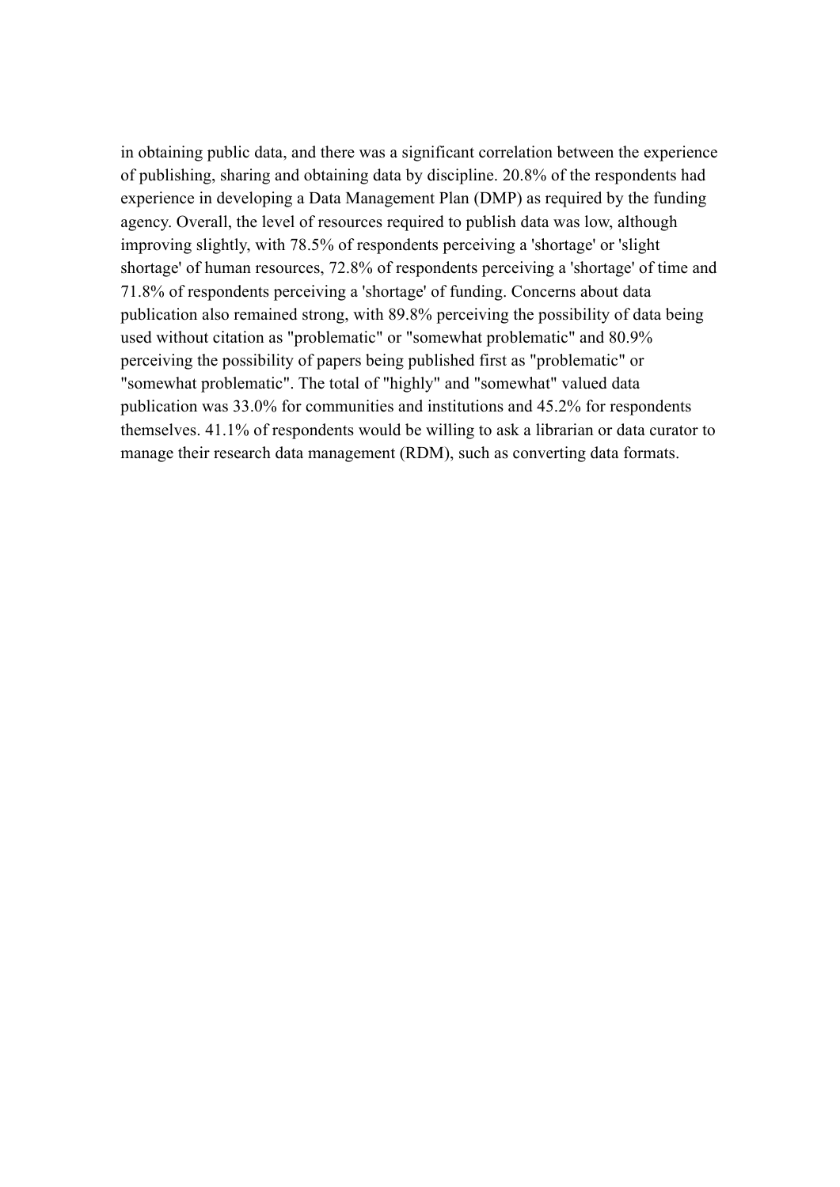in obtaining public data, and there was a significant correlation between the experience of publishing, sharing and obtaining data by discipline. 20.8% of the respondents had experience in developing a Data Management Plan (DMP) as required by the funding agency. Overall, the level of resources required to publish data was low, although improving slightly, with 78.5% of respondents perceiving a 'shortage' or 'slight shortage' of human resources, 72.8% of respondents perceiving a 'shortage' of time and 71.8% of respondents perceiving a 'shortage' of funding. Concerns about data publication also remained strong, with 89.8% perceiving the possibility of data being used without citation as "problematic" or "somewhat problematic" and 80.9% perceiving the possibility of papers being published first as "problematic" or "somewhat problematic". The total of "highly" and "somewhat" valued data publication was 33.0% for communities and institutions and 45.2% for respondents themselves. 41.1% of respondents would be willing to ask a librarian or data curator to manage their research data management (RDM), such as converting data formats.